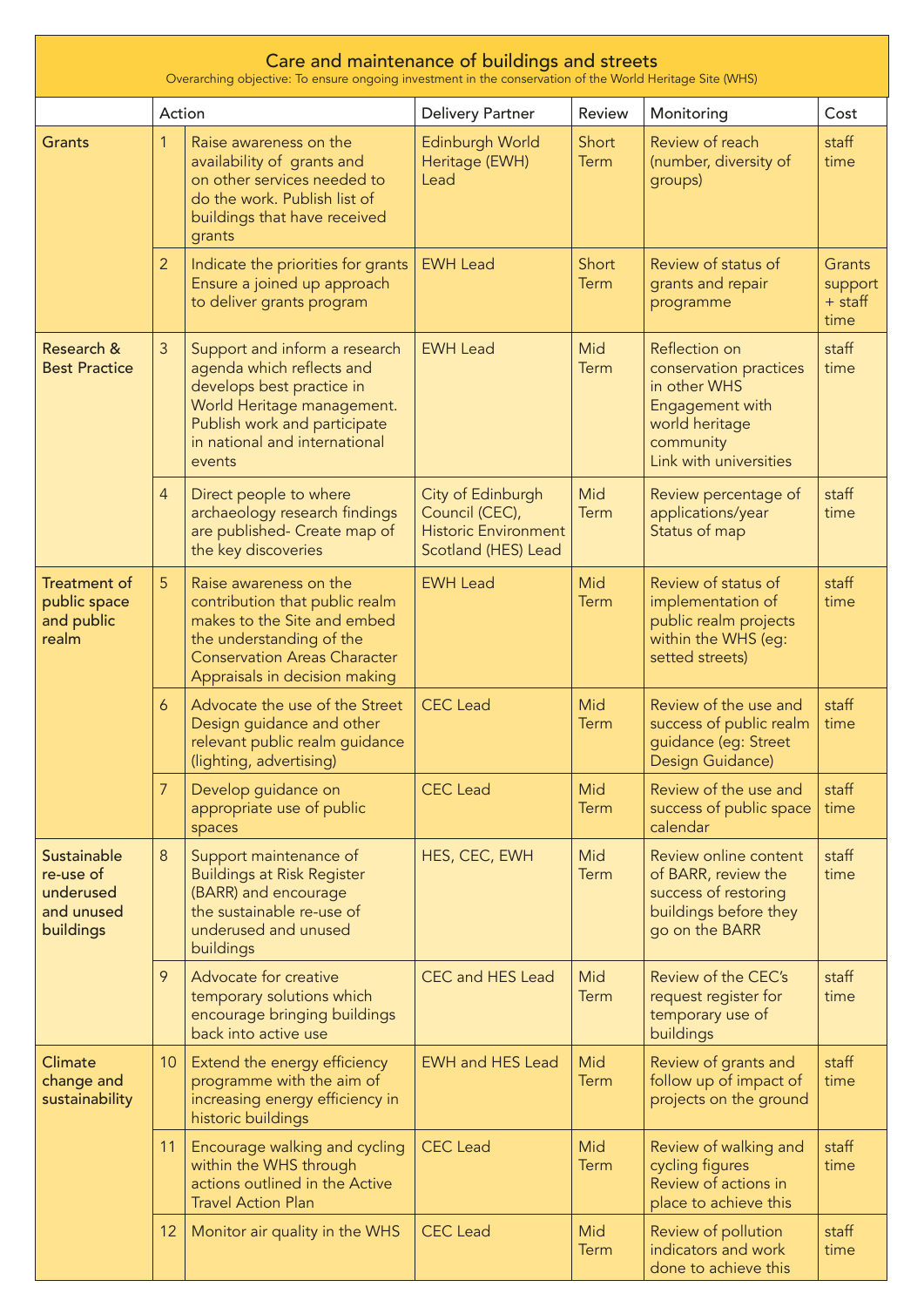## Care and maintenance of buildings and streets

Overarching objective: To ensure ongoing investment in the conservation of the World Heritage Site (WHS)

| | | Action | Delivery Partner | Review | Monitoring | Cost |
|---|---|---|---|---|---|---|
| **Grants** | 1 | Raise awareness on the availability of grants and on other services needed to do the work. Publish list of buildings that have received grants | Edinburgh World Heritage (EWH) Lead | Short Term | Review of reach (number, diversity of groups) | staff time |
| | 2 | Indicate the priorities for grants Ensure a joined up approach to deliver grants program | EWH Lead | Short Term | Review of status of grants and repair programme | Grants support + staff time |
| **Research & Best Practice** | 3 | Support and inform a research agenda which reflects and develops best practice in World Heritage management. Publish work and participate in national and international events | EWH Lead | Mid Term | Reflection on conservation practices in other WHS Engagement with world heritage community Link with universities | staff time |
| | 4 | Direct people to where archaeology research findings are published- Create map of the key discoveries | City of Edinburgh Council (CEC), Historic Environment Scotland (HES) Lead | Mid Term | Review percentage of applications/year Status of map | staff time |
| **Treatment of public space and public realm** | 5 | Raise awareness on the contribution that public realm makes to the Site and embed the understanding of the Conservation Areas Character Appraisals in decision making | EWH Lead | Mid Term | Review of status of implementation of public realm projects within the WHS (eg: setted streets) | staff time |
| | 6 | Advocate the use of the Street Design guidance and other relevant public realm guidance (lighting, advertising) | CEC Lead | Mid Term | Review of the use and success of public realm guidance (eg: Street Design Guidance) | staff time |
| | 7 | Develop guidance on appropriate use of public spaces | CEC Lead | Mid Term | Review of the use and success of public space calendar | staff time |
| **Sustainable re-use of underused and unused buildings** | 8 | Support maintenance of Buildings at Risk Register (BARR) and encourage the sustainable re-use of underused and unused buildings | HES, CEC, EWH | Mid Term | Review online content of BARR, review the success of restoring buildings before they go on the BARR | staff time |
| | 9 | Advocate for creative temporary solutions which encourage bringing buildings back into active use | CEC and HES Lead | Mid Term | Review of the CEC's request register for temporary use of buildings | staff time |
| **Climate change and sustainability** | 10 | Extend the energy efficiency programme with the aim of increasing energy efficiency in historic buildings | EWH and HES Lead | Mid Term | Review of grants and follow up of impact of projects on the ground | staff time |
| | 11 | Encourage walking and cycling within the WHS through actions outlined in the Active Travel Action Plan | CEC Lead | Mid Term | Review of walking and cycling figures Review of actions in place to achieve this | staff time |
| | 12 | Monitor air quality in the WHS | CEC Lead | Mid Term | Review of pollution indicators and work done to achieve this | staff time |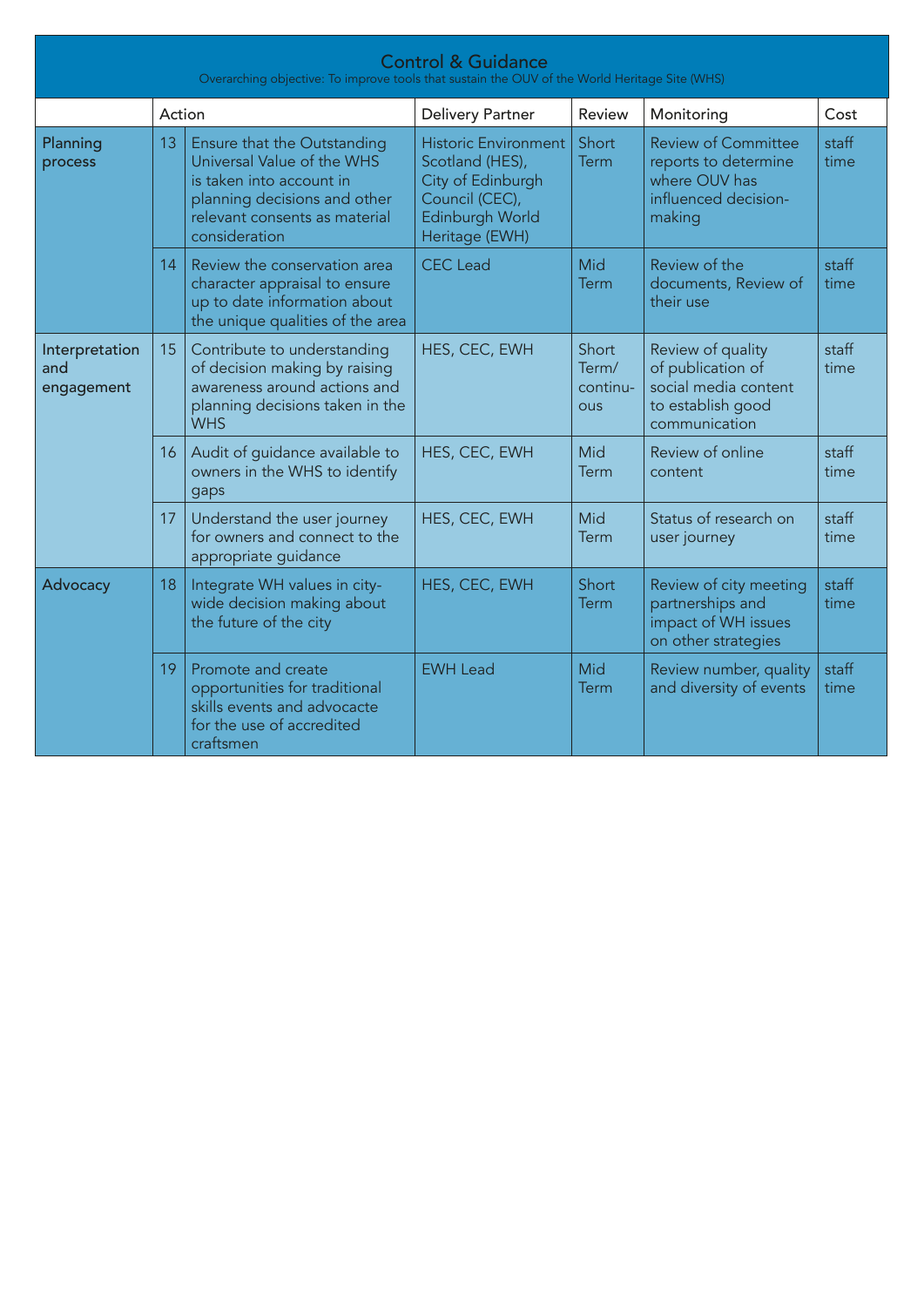## Control & Guidance

Overarching objective: To improve tools that sustain the OUV of the World Heritage Site (WHS)

| | Action | | Delivery Partner | Review | Monitoring | Cost |
|---|---|---|---|---|---|---|
| Planning process | 13 | Ensure that the Outstanding Universal Value of the WHS is taken into account in planning decisions and other relevant consents as material consideration | Historic Environment Scotland (HES), City of Edinburgh Council (CEC), Edinburgh World Heritage (EWH) | Short Term | Review of Committee reports to determine where OUV has influenced decision-making | staff time |
| | 14 | Review the conservation area character appraisal to ensure up to date information about the unique qualities of the area | CEC Lead | Mid Term | Review of the documents, Review of their use | staff time |
| Interpretation and engagement | 15 | Contribute to understanding of decision making by raising awareness around actions and planning decisions taken in the WHS | HES, CEC, EWH | Short Term/ continuous | Review of quality of publication of social media content to establish good communication | staff time |
| | 16 | Audit of guidance available to owners in the WHS to identify gaps | HES, CEC, EWH | Mid Term | Review of online content | staff time |
| | 17 | Understand the user journey for owners and connect to the appropriate guidance | HES, CEC, EWH | Mid Term | Status of research on user journey | staff time |
| Advocacy | 18 | Integrate WH values in city-wide decision making about the future of the city | HES, CEC, EWH | Short Term | Review of city meeting partnerships and impact of WH issues on other strategies | staff time |
| | 19 | Promote and create opportunities for traditional skills events and advocacte for the use of accredited craftsmen | EWH Lead | Mid Term | Review number, quality and diversity of events | staff time |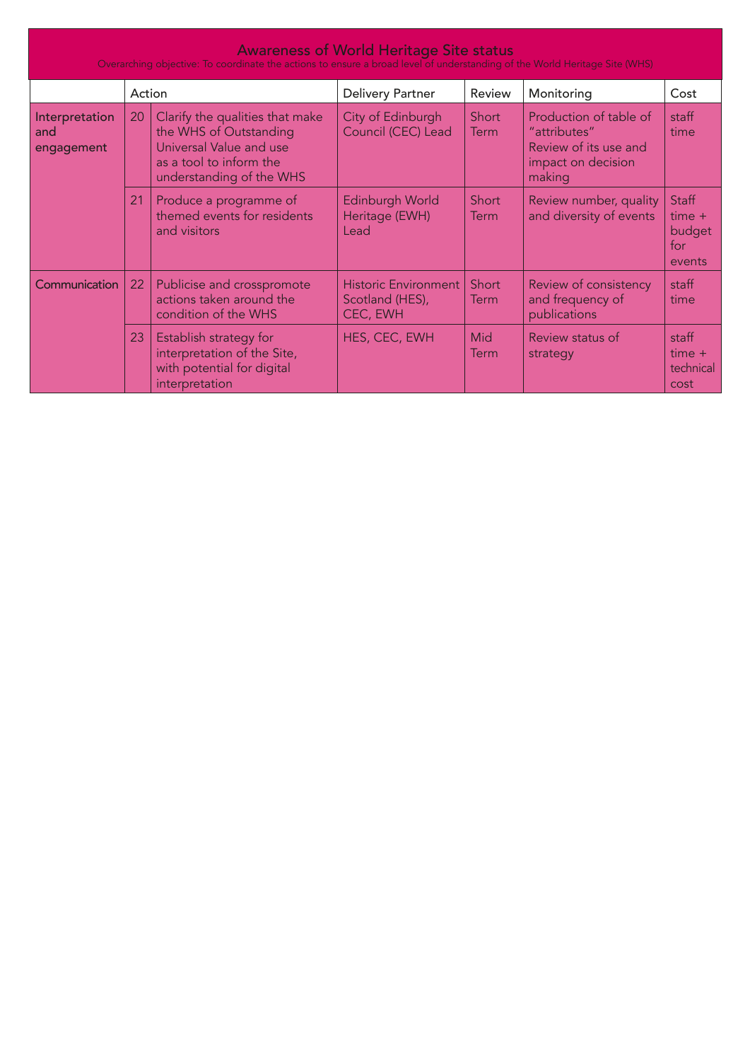## Awareness of World Heritage Site status

Overarching objective: To coordinate the actions to ensure a broad level of understanding of the World Heritage Site (WHS)

| | Action | | Delivery Partner | Review | Monitoring | Cost |
|---|---|---|---|---|---|---|
| Interpretation and engagement | 20 | Clarify the qualities that make the WHS of Outstanding Universal Value and use as a tool to inform the understanding of the WHS | City of Edinburgh Council (CEC) Lead | Short Term | Production of table of "attributes" Review of its use and impact on decision making | staff time |
| | 21 | Produce a programme of themed events for residents and visitors | Edinburgh World Heritage (EWH) Lead | Short Term | Review number, quality and diversity of events | Staff time + budget for events |
| Communication | 22 | Publicise and crosspromote actions taken around the condition of the WHS | Historic Environment Scotland (HES), CEC, EWH | Short Term | Review of consistency and frequency of publications | staff time |
| | 23 | Establish strategy for interpretation of the Site, with potential for digital interpretation | HES, CEC, EWH | Mid Term | Review status of strategy | staff time + technical cost |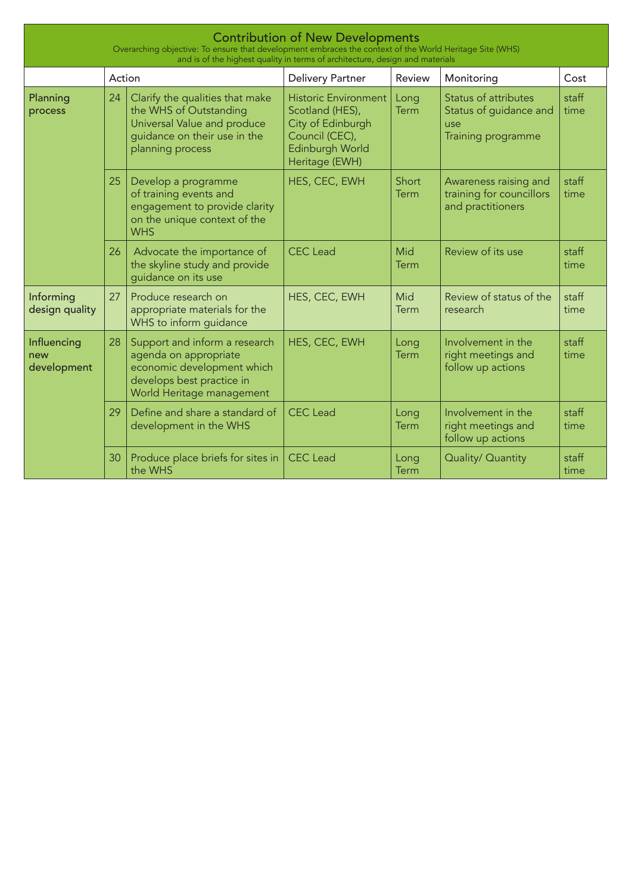## Contribution of New Developments

Overarching objective: To ensure that development embraces the context of the World Heritage Site (WHS) and is of the highest quality in terms of architecture, design and materials

| | Action | | Delivery Partner | Review | Monitoring | Cost |
|---|---|---|---|---|---|---|
| Planning process | 24 | Clarify the qualities that make the WHS of Outstanding Universal Value and produce guidance on their use in the planning process | Historic Environment Scotland (HES), City of Edinburgh Council (CEC), Edinburgh World Heritage (EWH) | Long Term | Status of attributes<br>Status of guidance and use<br>Training programme | staff time |
| | 25 | Develop a programme of training events and engagement to provide clarity on the unique context of the WHS | HES, CEC, EWH | Short Term | Awareness raising and training for councillors and practitioners | staff time |
| | 26 | Advocate the importance of the skyline study and provide guidance on its use | CEC Lead | Mid Term | Review of its use | staff time |
| Informing design quality | 27 | Produce research on appropriate materials for the WHS to inform guidance | HES, CEC, EWH | Mid Term | Review of status of the research | staff time |
| Influencing new development | 28 | Support and inform a research agenda on appropriate economic development which develops best practice in World Heritage management | HES, CEC, EWH | Long Term | Involvement in the right meetings and follow up actions | staff time |
| | 29 | Define and share a standard of development in the WHS | CEC Lead | Long Term | Involvement in the right meetings and follow up actions | staff time |
| | 30 | Produce place briefs for sites in the WHS | CEC Lead | Long Term | Quality/ Quantity | staff time |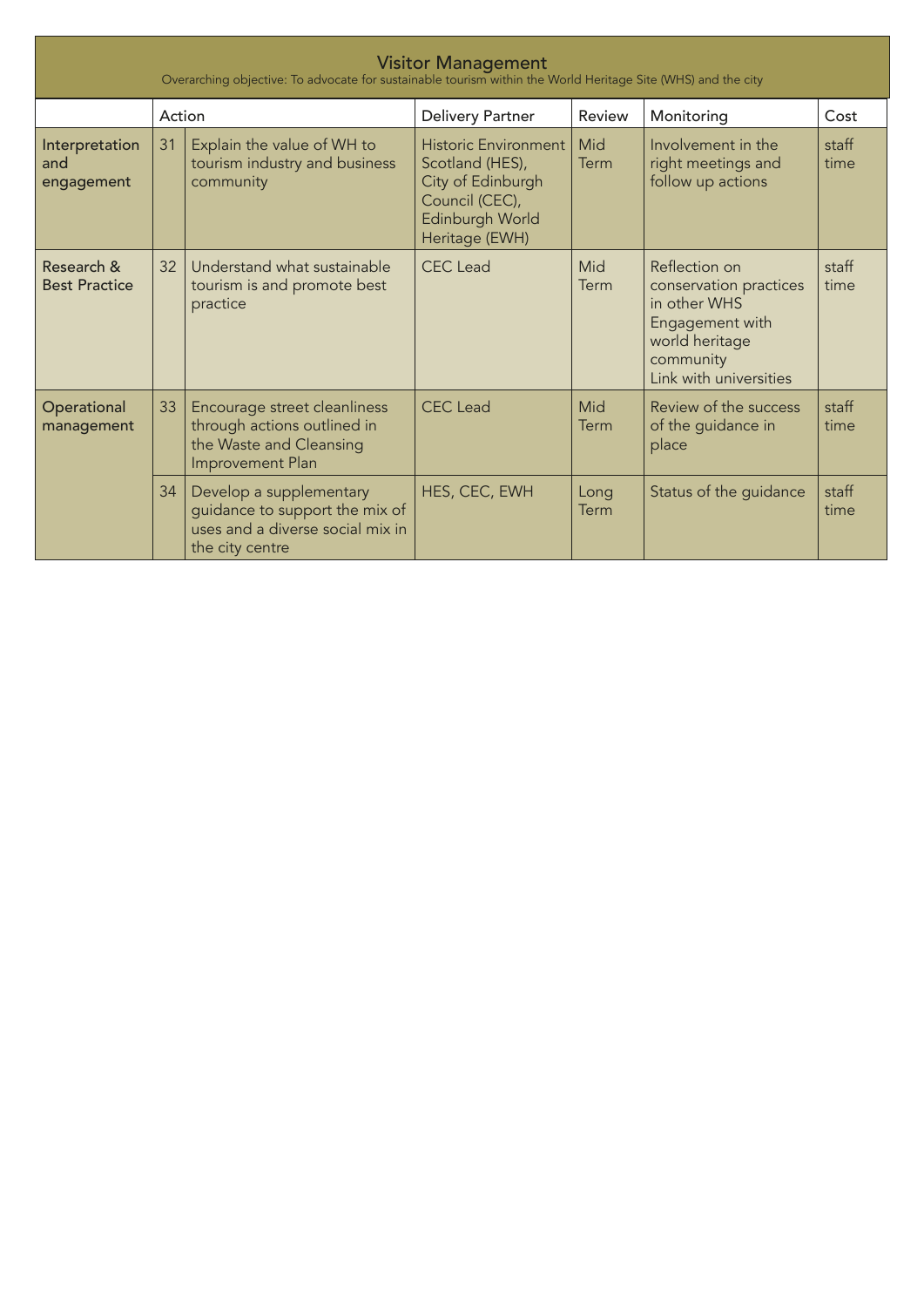## Visitor Management

Overarching objective: To advocate for sustainable tourism within the World Heritage Site (WHS) and the city

| | Action | | Delivery Partner | Review | Monitoring | Cost |
|---|---|---|---|---|---|---|
| Interpretation and engagement | 31 | Explain the value of WH to tourism industry and business community | Historic Environment Scotland (HES), City of Edinburgh Council (CEC), Edinburgh World Heritage (EWH) | Mid Term | Involvement in the right meetings and follow up actions | staff time |
| Research & Best Practice | 32 | Understand what sustainable tourism is and promote best practice | CEC Lead | Mid Term | Reflection on conservation practices in other WHS<br>Engagement with world heritage community<br>Link with universities | staff time |
| Operational management | 33 | Encourage street cleanliness through actions outlined in the Waste and Cleansing Improvement Plan | CEC Lead | Mid Term | Review of the success of the guidance in place | staff time |
| | 34 | Develop a supplementary guidance to support the mix of uses and a diverse social mix in the city centre | HES, CEC, EWH | Long Term | Status of the guidance | staff time |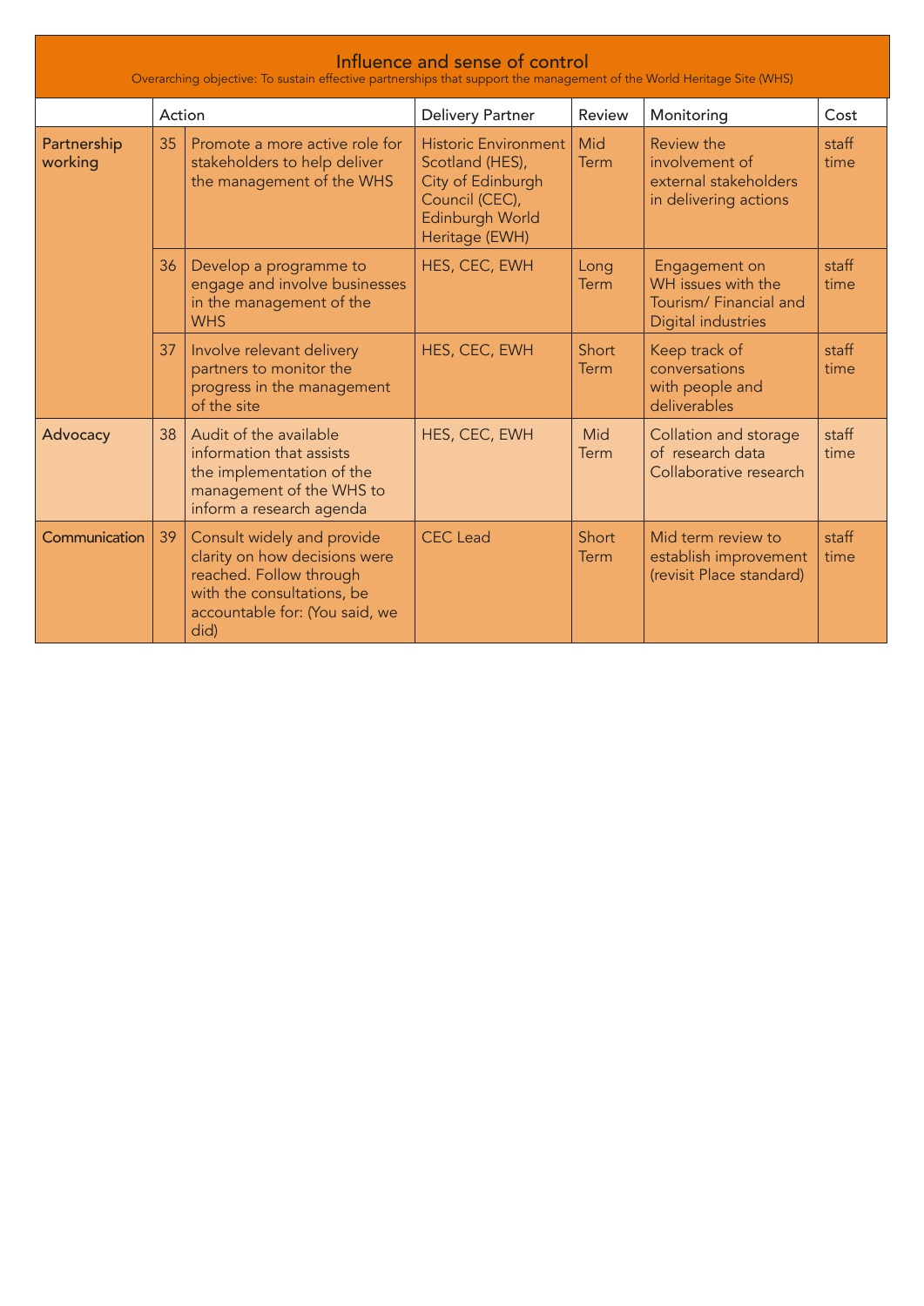## Influence and sense of control

Overarching objective: To sustain effective partnerships that support the management of the World Heritage Site (WHS)

| | Action | | Delivery Partner | Review | Monitoring | Cost |
|---|---|---|---|---|---|---|
| Partnership working | 35 | Promote a more active role for stakeholders to help deliver the management of the WHS | Historic Environment Scotland (HES), City of Edinburgh Council (CEC), Edinburgh World Heritage (EWH) | Mid Term | Review the involvement of external stakeholders in delivering actions | staff time |
| | 36 | Develop a programme to engage and involve businesses in the management of the WHS | HES, CEC, EWH | Long Term | Engagement on WH issues with the Tourism/ Financial and Digital industries | staff time |
| | 37 | Involve relevant delivery partners to monitor the progress in the management of the site | HES, CEC, EWH | Short Term | Keep track of conversations with people and deliverables | staff time |
| Advocacy | 38 | Audit of the available information that assists the implementation of the management of the WHS to inform a research agenda | HES, CEC, EWH | Mid Term | Collation and storage of research data Collaborative research | staff time |
| Communication | 39 | Consult widely and provide clarity on how decisions were reached. Follow through with the consultations, be accountable for: (You said, we did) | CEC Lead | Short Term | Mid term review to establish improvement (revisit Place standard) | staff time |